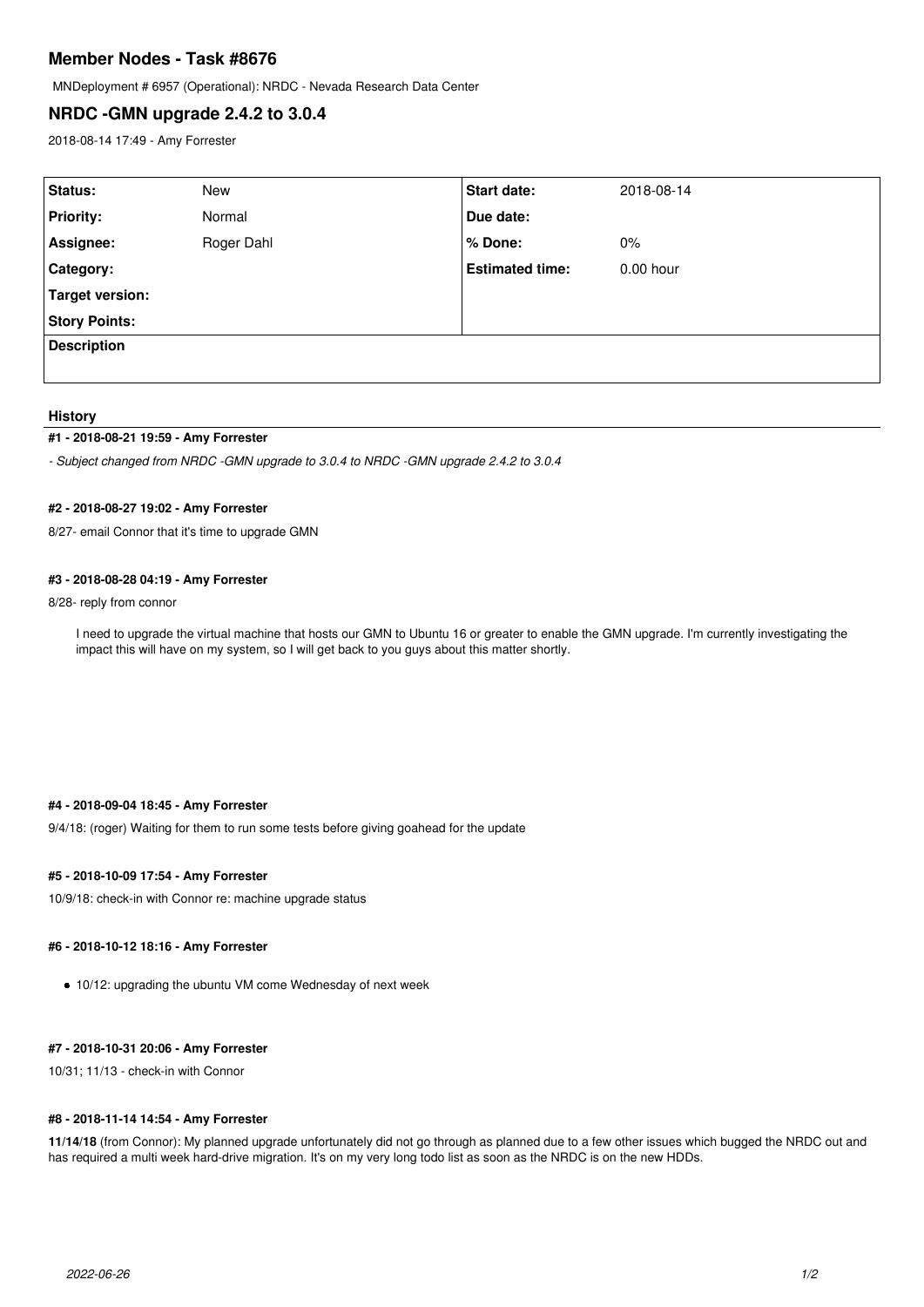# Member Nodes - Task #8676

MNDeployment # 6957 (Operational): NRDC - Nevada Research Data Center

## NRDC -GMN upgrade 2.4.2 to 3.0.4

2018-08-14 17:49 - Amy Forrester

| | | | |
|---|---|---|---|
| **Status:** | New | **Start date:** | 2018-08-14 |
| **Priority:** | Normal | **Due date:** | |
| **Assignee:** | Roger Dahl | **% Done:** | 0% |
| **Category:** | | **Estimated time:** | 0.00 hour |
| **Target version:** | | | |
| **Story Points:** | | | |
| **Description** | | | |

### History

#### #1 - 2018-08-21 19:59 - Amy Forrester

*- Subject changed from NRDC -GMN upgrade to 3.0.4 to NRDC -GMN upgrade 2.4.2 to 3.0.4*

#### #2 - 2018-08-27 19:02 - Amy Forrester

8/27- email Connor that it's time to upgrade GMN

#### #3 - 2018-08-28 04:19 - Amy Forrester

8/28- reply from connor

> I need to upgrade the virtual machine that hosts our GMN to Ubuntu 16 or greater to enable the GMN upgrade. I'm currently investigating the impact this will have on my system, so I will get back to you guys about this matter shortly.

#### #4 - 2018-09-04 18:45 - Amy Forrester

9/4/18: (roger) Waiting for them to run some tests before giving goahead for the update

#### #5 - 2018-10-09 17:54 - Amy Forrester

10/9/18: check-in with Connor re: machine upgrade status

#### #6 - 2018-10-12 18:16 - Amy Forrester

- 10/12: upgrading the ubuntu VM come Wednesday of next week

#### #7 - 2018-10-31 20:06 - Amy Forrester

10/31; 11/13 - check-in with Connor

#### #8 - 2018-11-14 14:54 - Amy Forrester

**11/14/18** (from Connor): My planned upgrade unfortunately did not go through as planned due to a few other issues which bugged the NRDC out and has required a multi week hard-drive migration. It's on my very long todo list as soon as the NRDC is on the new HDDs.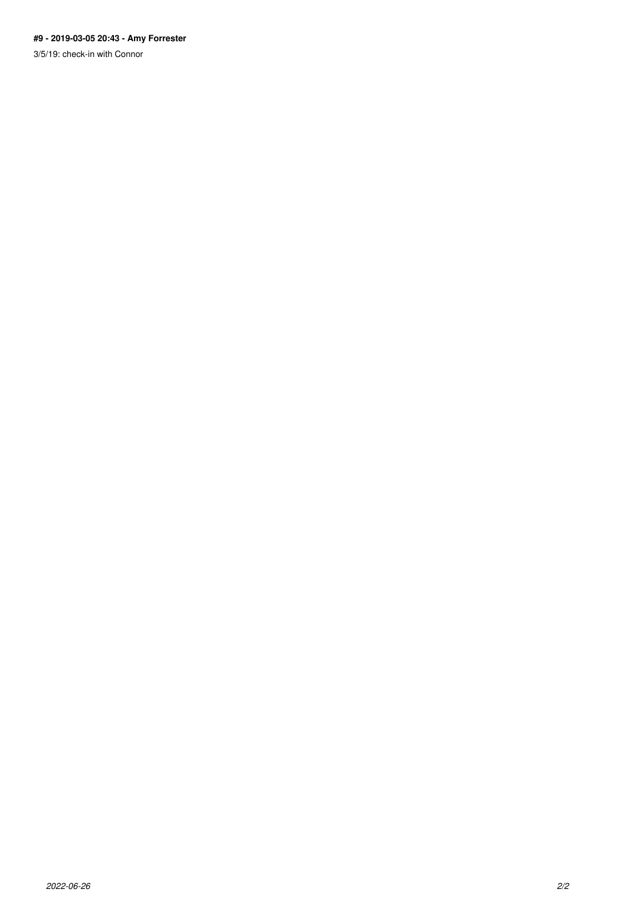**#9 - 2019-03-05 20:43 - Amy Forrester**

3/5/19: check-in with Connor